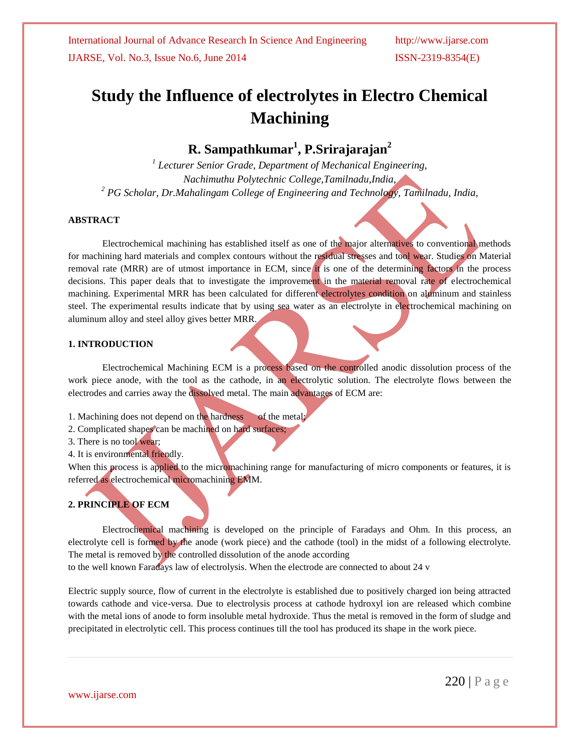# Study the Influence of electrolytes in Electro Chemical Machining

**R. Sampathkumar[1], P.Srirajarajan[2]**

[1] *Lecturer Senior Grade, Department of Mechanical Engineering, Nachimuthu Polytechnic College,Tamilnadu,India,*

[2] *PG Scholar, Dr.Mahalingam College of Engineering and Technology, Tamilnadu, India,*

## ABSTRACT

Electrochemical machining has established itself as one of the major alternatives to conventional methods for machining hard materials and complex contours without the residual stresses and tool wear. Studies on Material removal rate (MRR) are of utmost importance in ECM, since it is one of the determining factors in the process decisions. This paper deals that to investigate the improvement in the material removal rate of electrochemical machining. Experimental MRR has been calculated for different electrolytes condition on aluminum and stainless steel. The experimental results indicate that by using sea water as an electrolyte in electrochemical machining on aluminum alloy and steel alloy gives better MRR.

## 1. INTRODUCTION

Electrochemical Machining ECM is a process based on the controlled anodic dissolution process of the work piece anode, with the tool as the cathode, in an electrolytic solution. The electrolyte flows between the electrodes and carries away the dissolved metal. The main advantages of ECM are:

1. Machining does not depend on the hardness of the metal;
2. Complicated shapes can be machined on hard surfaces;
3. There is no tool wear;
4. It is environmental friendly.

When this process is applied to the micromachining range for manufacturing of micro components or features, it is referred as electrochemical micromachining EMM.

## 2. PRINCIPLE OF ECM

Electrochemical machining is developed on the principle of Faradays and Ohm. In this process, an electrolyte cell is formed by the anode (work piece) and the cathode (tool) in the midst of a following electrolyte. The metal is removed by the controlled dissolution of the anode according to the well known Faradays law of electrolysis. When the electrode are connected to about 24 v

Electric supply source, flow of current in the electrolyte is established due to positively charged ion being attracted towards cathode and vice-versa. Due to electrolysis process at cathode hydroxyl ion are released which combine with the metal ions of anode to form insoluble metal hydroxide. Thus the metal is removed in the form of sludge and precipitated in electrolytic cell. This process continues till the tool has produced its shape in the work piece.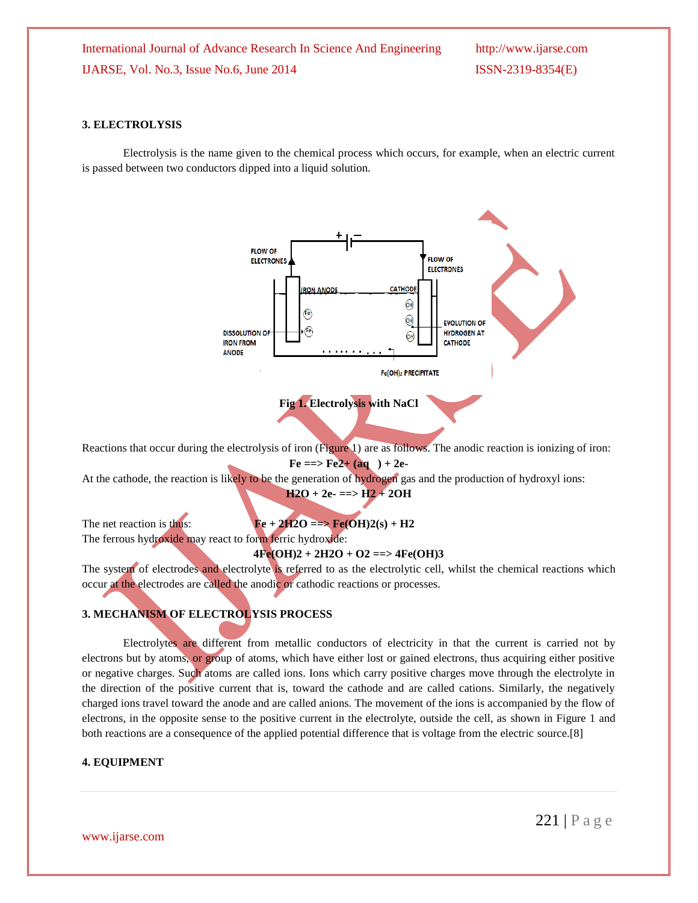## 3. ELECTROLYSIS

Electrolysis is the name given to the chemical process which occurs, for example, when an electric current is passed between two conductors dipped into a liquid solution.

**Fig 1. Electrolysis with NaCl**

Reactions that occur during the electrolysis of iron (Figure 1) are as follows. The anodic reaction is ionizing of iron:

$$Fe \Longrightarrow Fe^{2+}(aq) + 2e^-$$

At the cathode, the reaction is likely to be the generation of hydrogen gas and the production of hydroxyl ions:

$$H_2O + 2e^- \Longrightarrow H_2 + 2OH$$

The net reaction is thus: $$Fe + 2H_2O \Longrightarrow Fe(OH)_2(s) + H_2$$

The ferrous hydroxide may react to form ferric hydroxide:

$$4Fe(OH)_2 + 2H_2O + O_2 \Longrightarrow 4Fe(OH)_3$$

The system of electrodes and electrolyte is referred to as the electrolytic cell, whilst the chemical reactions which occur at the electrodes are called the anodic or cathodic reactions or processes.

## 3. MECHANISM OF ELECTROLYSIS PROCESS

Electrolytes are different from metallic conductors of electricity in that the current is carried not by electrons but by atoms, or group of atoms, which have either lost or gained electrons, thus acquiring either positive or negative charges. Such atoms are called ions. Ions which carry positive charges move through the electrolyte in the direction of the positive current that is, toward the cathode and are called cations. Similarly, the negatively charged ions travel toward the anode and are called anions. The movement of the ions is accompanied by the flow of electrons, in the opposite sense to the positive current in the electrolyte, outside the cell, as shown in Figure 1 and both reactions are a consequence of the applied potential difference that is voltage from the electric source.[8]

## 4. EQUIPMENT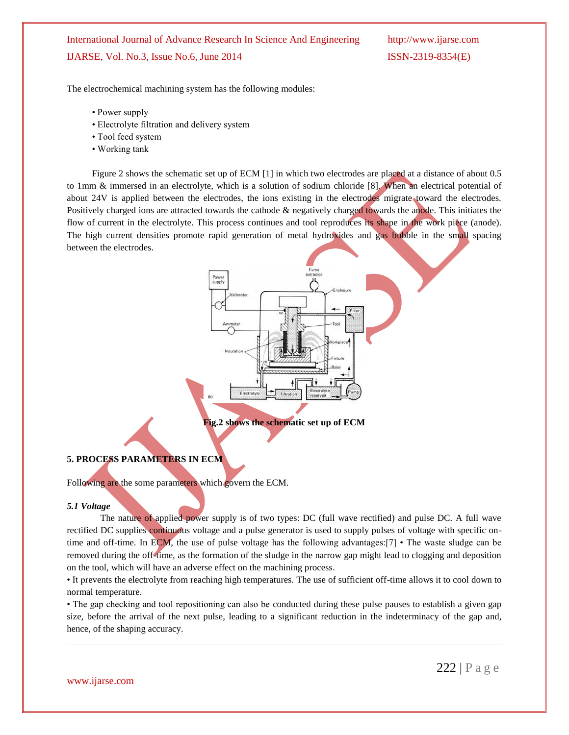The electrochemical machining system has the following modules:

- Power supply
- Electrolyte filtration and delivery system
- Tool feed system
- Working tank

Figure 2 shows the schematic set up of ECM [1] in which two electrodes are placed at a distance of about 0.5 to 1mm & immersed in an electrolyte, which is a solution of sodium chloride [8]. When an electrical potential of about 24V is applied between the electrodes, the ions existing in the electrodes migrate toward the electrodes. Positively charged ions are attracted towards the cathode & negatively charged towards the anode. This initiates the flow of current in the electrolyte. This process continues and tool reproduces its shape in the work piece (anode). The high current densities promote rapid generation of metal hydroxides and gas bubble in the small spacing between the electrodes.

**Fig.2 shows the schematic set up of ECM**

## 5. PROCESS PARAMETERS IN ECM

Following are the some parameters which govern the ECM.

### *5.1 Voltage*

The nature of applied power supply is of two types: DC (full wave rectified) and pulse DC. A full wave rectified DC supplies continuous voltage and a pulse generator is used to supply pulses of voltage with specific on-time and off-time. In ECM, the use of pulse voltage has the following advantages:[7] • The waste sludge can be removed during the off-time, as the formation of the sludge in the narrow gap might lead to clogging and deposition on the tool, which will have an adverse effect on the machining process.

• It prevents the electrolyte from reaching high temperatures. The use of sufficient off-time allows it to cool down to normal temperature.

• The gap checking and tool repositioning can also be conducted during these pulse pauses to establish a given gap size, before the arrival of the next pulse, leading to a significant reduction in the indeterminacy of the gap and, hence, of the shaping accuracy.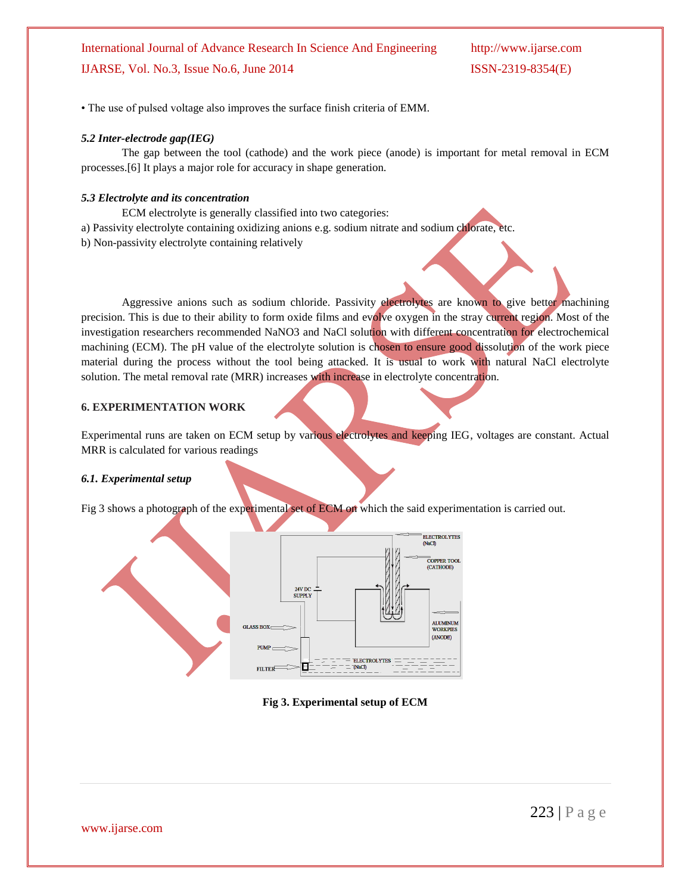• The use of pulsed voltage also improves the surface finish criteria of EMM.

### *5.2 Inter-electrode gap(IEG)*

The gap between the tool (cathode) and the work piece (anode) is important for metal removal in ECM processes.[6] It plays a major role for accuracy in shape generation.

### *5.3 Electrolyte and its concentration*

ECM electrolyte is generally classified into two categories:

a) Passivity electrolyte containing oxidizing anions e.g. sodium nitrate and sodium chlorate, etc.

b) Non-passivity electrolyte containing relatively

Aggressive anions such as sodium chloride. Passivity electrolytes are known to give better machining precision. This is due to their ability to form oxide films and evolve oxygen in the stray current region. Most of the investigation researchers recommended NaNO3 and NaCl solution with different concentration for electrochemical machining (ECM). The pH value of the electrolyte solution is chosen to ensure good dissolution of the work piece material during the process without the tool being attacked. It is usual to work with natural NaCl electrolyte solution. The metal removal rate (MRR) increases with increase in electrolyte concentration.

## 6. EXPERIMENTATION WORK

Experimental runs are taken on ECM setup by various electrolytes and keeping IEG, voltages are constant. Actual MRR is calculated for various readings

### *6.1. Experimental setup*

Fig 3 shows a photograph of the experimental set of ECM on which the said experimentation is carried out.

**Fig 3. Experimental setup of ECM**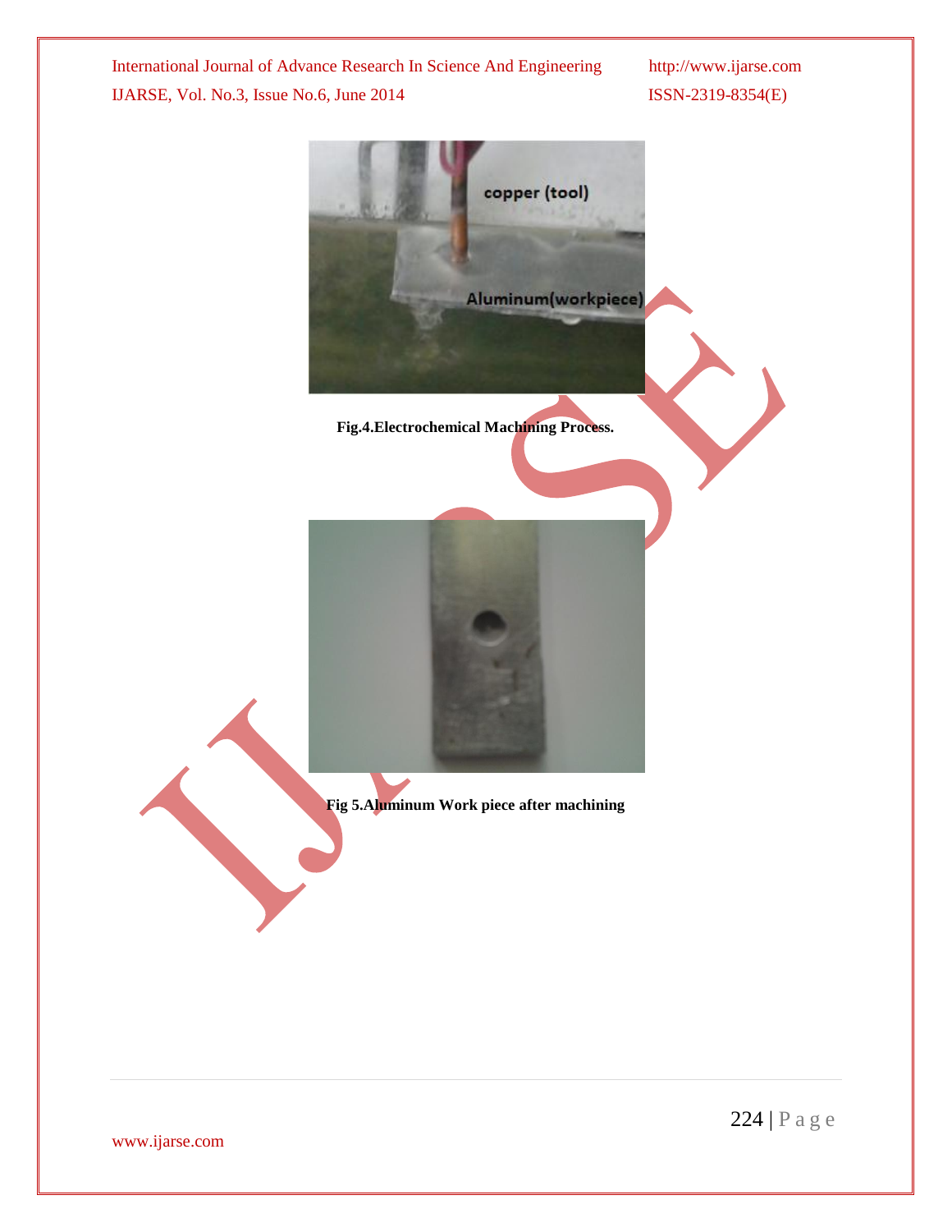**Fig.4.Electrochemical Machining Process.**

**Fig 5.Aluminum Work piece after machining**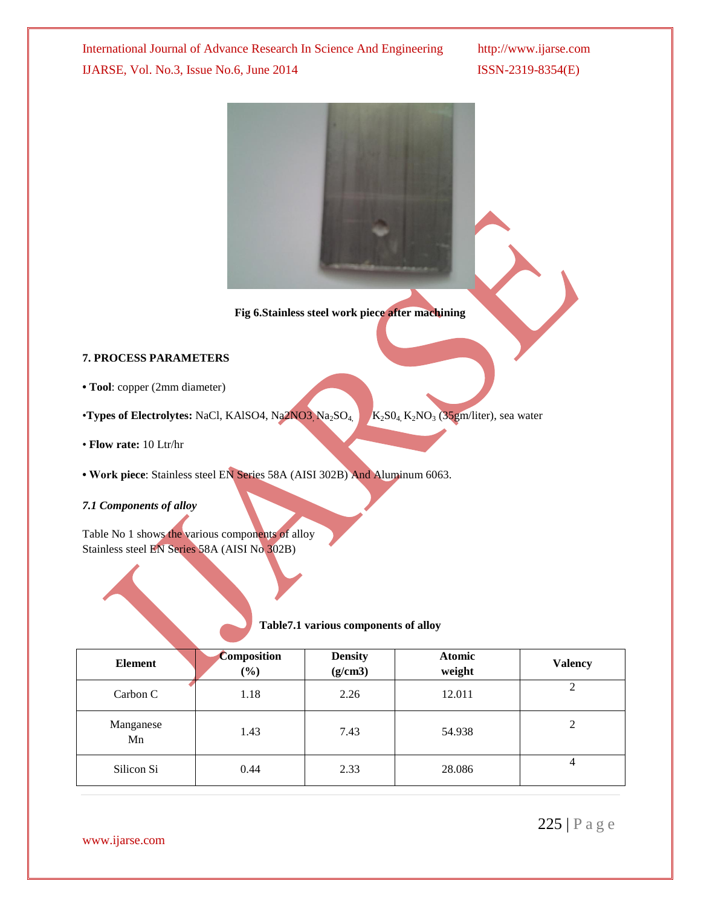Fig 6.Stainless steel work piece after machining

### 7. PROCESS PARAMETERS

- **Tool**: copper (2mm diameter)
- **Types of Electrolytes:** NaCl, KAlSO4, Na2NO3, $Na_2SO_4$, $K_2S0_4$, $K_2NO_3$ (35gm/liter), sea water
- **Flow rate:** 10 Ltr/hr
- **Work piece**: Stainless steel EN Series 58A (AISI 302B) And Aluminum 6063.

#### *7.1 Components of alloy*

Table No 1 shows the various components of alloy
Stainless steel EN Series 58A (AISI No 302B)

**Table7.1 various components of alloy**

| Element | Composition (%) | Density (g/cm3) | Atomic weight | Valency |
|---|---|---|---|---|
| Carbon C | 1.18 | 2.26 | 12.011 | 2 |
| Manganese Mn | 1.43 | 7.43 | 54.938 | 2 |
| Silicon Si | 0.44 | 2.33 | 28.086 | 4 |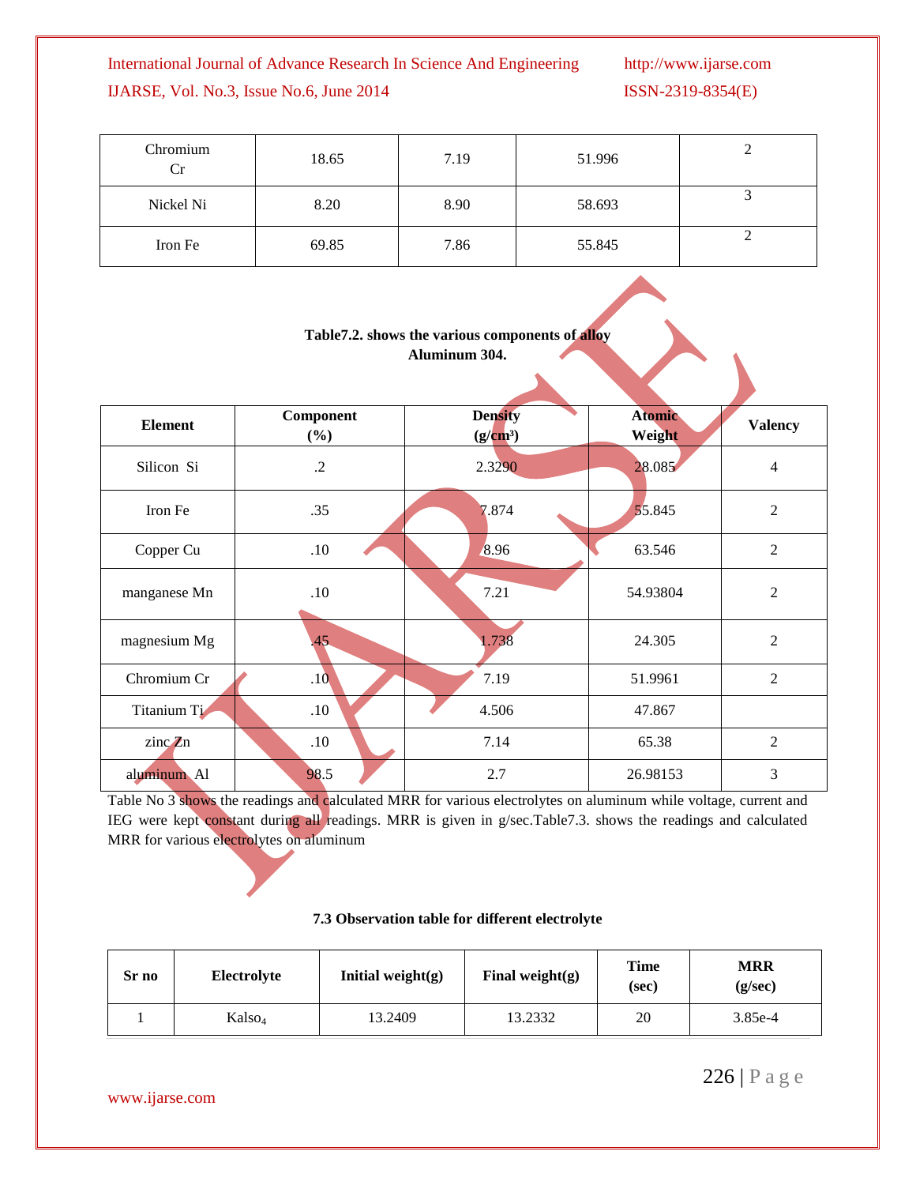| Chromium Cr | 18.65 | 7.19 | 51.996 | 2 |
|---|---|---|---|---|
| Nickel Ni | 8.20 | 8.90 | 58.693 | 3 |
| Iron Fe | 69.85 | 7.86 | 55.845 | 2 |

**Table7.2. shows the various components of alloy Aluminum 304.**

| Element | Component (%) | Density ($g/cm^3$) | Atomic Weight | Valency |
|---|---|---|---|---|
| Silicon Si | .2 | 2.3290 | 28.085 | 4 |
| Iron Fe | .35 | 7.874 | 55.845 | 2 |
| Copper Cu | .10 | 8.96 | 63.546 | 2 |
| manganese Mn | .10 | 7.21 | 54.93804 | 2 |
| magnesium Mg | .45 | 1.738 | 24.305 | 2 |
| Chromium Cr | .10 | 7.19 | 51.9961 | 2 |
| Titanium Ti | .10 | 4.506 | 47.867 | |
| zinc Zn | .10 | 7.14 | 65.38 | 2 |
| aluminum Al | 98.5 | 2.7 | 26.98153 | 3 |

Table No 3 shows the readings and calculated MRR for various electrolytes on aluminum while voltage, current and IEG were kept constant during all readings. MRR is given in g/sec.Table7.3. shows the readings and calculated MRR for various electrolytes on aluminum

**7.3 Observation table for different electrolyte**

| Sr no | Electrolyte | Initial weight(g) | Final weight(g) | Time (sec) | MRR (g/sec) |
|---|---|---|---|---|---|
| 1 | $Kalso_4$ | 13.2409 | 13.2332 | 20 | 3.85e-4 |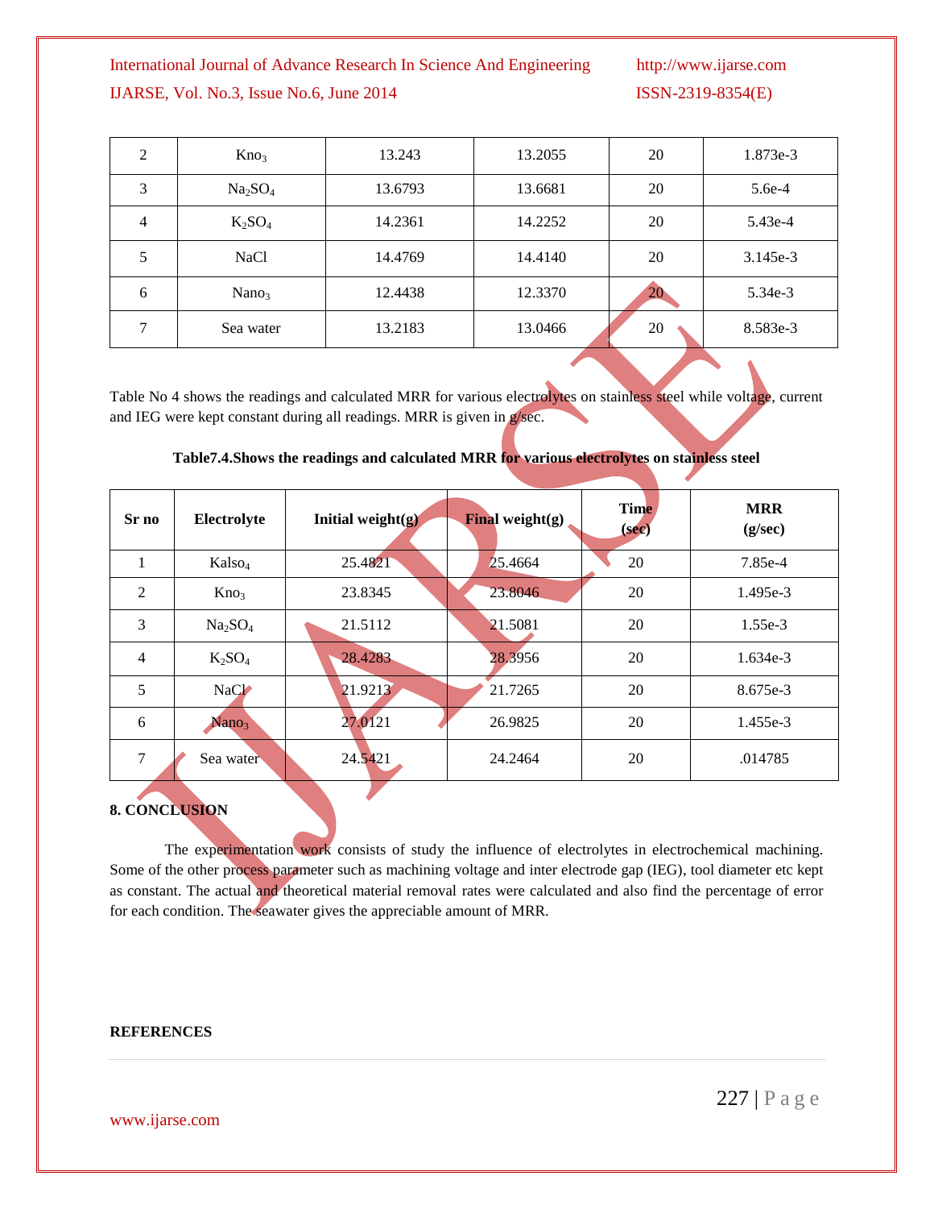| 2 | $KNO_3$ | 13.243 | 13.2055 | 20 | 1.873e-3 |
|---|---|---|---|---|---|
| 3 | $Na_2SO_4$ | 13.6793 | 13.6681 | 20 | 5.6e-4 |
| 4 | $K_2SO_4$ | 14.2361 | 14.2252 | 20 | 5.43e-4 |
| 5 | NaCl | 14.4769 | 14.4140 | 20 | 3.145e-3 |
| 6 | $NaNO_3$ | 12.4438 | 12.3370 | 20 | 5.34e-3 |
| 7 | Sea water | 13.2183 | 13.0466 | 20 | 8.583e-3 |

Table No 4 shows the readings and calculated MRR for various electrolytes on stainless steel while voltage, current and IEG were kept constant during all readings. MRR is given in g/sec.

**Table7.4.Shows the readings and calculated MRR for various electrolytes on stainless steel**

| Sr no | Electrolyte | Initial weight(g) | Final weight(g) | Time (sec) | MRR (g/sec) |
|---|---|---|---|---|---|
| 1 | $KAlSO_4$ | 25.4821 | 25.4664 | 20 | 7.85e-4 |
| 2 | $KNO_3$ | 23.8345 | 23.8046 | 20 | 1.495e-3 |
| 3 | $Na_2SO_4$ | 21.5112 | 21.5081 | 20 | 1.55e-3 |
| 4 | $K_2SO_4$ | 28.4283 | 28.3956 | 20 | 1.634e-3 |
| 5 | NaCl | 21.9213 | 21.7265 | 20 | 8.675e-3 |
| 6 | $NaNO_3$ | 27.0121 | 26.9825 | 20 | 1.455e-3 |
| 7 | Sea water | 24.5421 | 24.2464 | 20 | .014785 |

## 8. CONCLUSION

The experimentation work consists of study the influence of electrolytes in electrochemical machining. Some of the other process parameter such as machining voltage and inter electrode gap (IEG), tool diameter etc kept as constant. The actual and theoretical material removal rates were calculated and also find the percentage of error for each condition. The seawater gives the appreciable amount of MRR.

## REFERENCES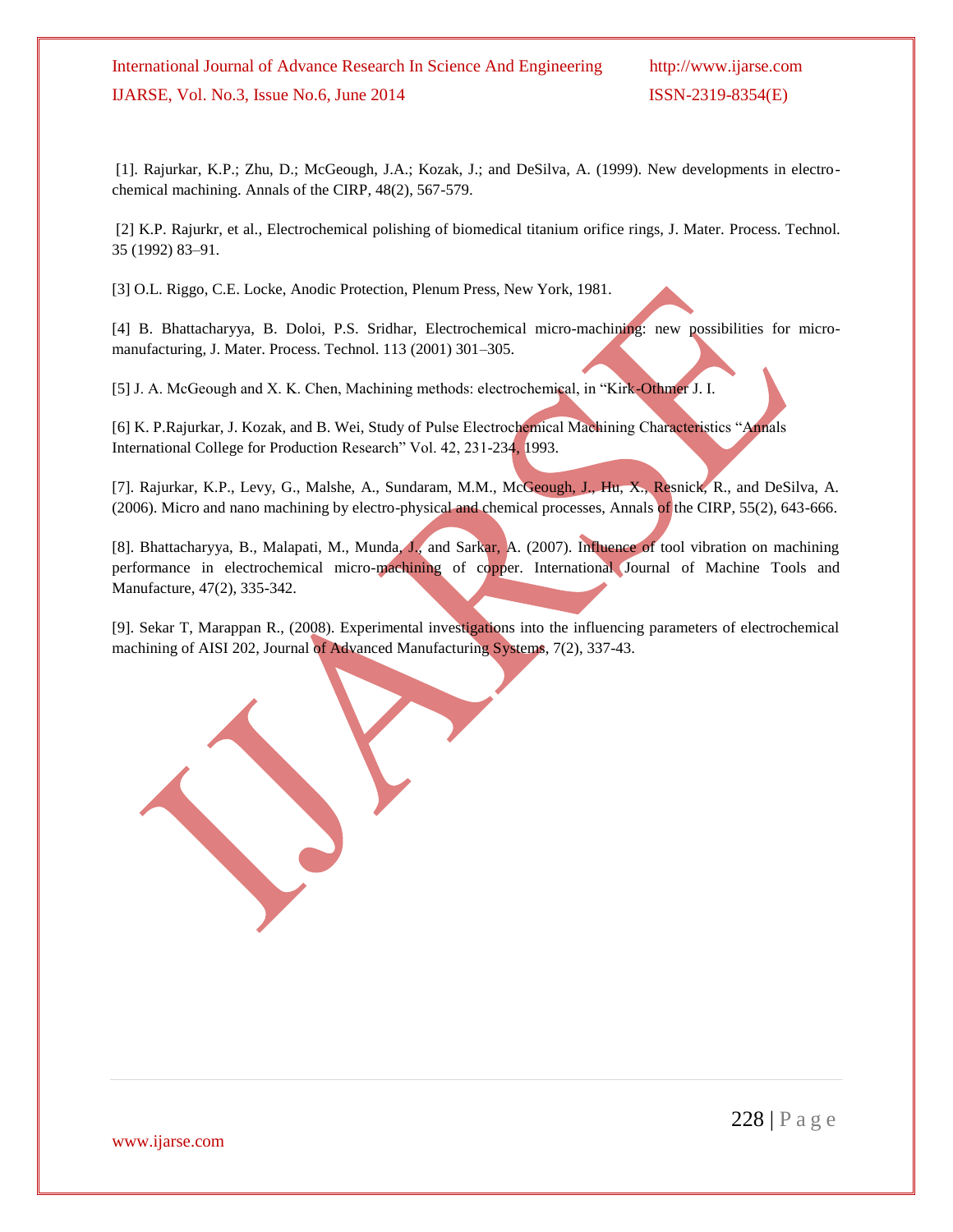[1]. Rajurkar, K.P.; Zhu, D.; McGeough, J.A.; Kozak, J.; and DeSilva, A. (1999). New developments in electro-chemical machining. Annals of the CIRP, 48(2), 567-579.

[2] K.P. Rajurkr, et al., Electrochemical polishing of biomedical titanium orifice rings, J. Mater. Process. Technol. 35 (1992) 83–91.

[3] O.L. Riggo, C.E. Locke, Anodic Protection, Plenum Press, New York, 1981.

[4] B. Bhattacharyya, B. Doloi, P.S. Sridhar, Electrochemical micro-machining: new possibilities for micro-manufacturing, J. Mater. Process. Technol. 113 (2001) 301–305.

[5] J. A. McGeough and X. K. Chen, Machining methods: electrochemical, in "Kirk-Othmer J. I.

[6] K. P.Rajurkar, J. Kozak, and B. Wei, Study of Pulse Electrochemical Machining Characteristics "Annals International College for Production Research" Vol. 42, 231-234, 1993.

[7]. Rajurkar, K.P., Levy, G., Malshe, A., Sundaram, M.M., McGeough, J., Hu, X., Resnick, R., and DeSilva, A. (2006). Micro and nano machining by electro-physical and chemical processes, Annals of the CIRP, 55(2), 643-666.

[8]. Bhattacharyya, B., Malapati, M., Munda, J., and Sarkar, A. (2007). Influence of tool vibration on machining performance in electrochemical micro-machining of copper. International Journal of Machine Tools and Manufacture, 47(2), 335-342.

[9]. Sekar T, Marappan R., (2008). Experimental investigations into the influencing parameters of electrochemical machining of AISI 202, Journal of Advanced Manufacturing Systems, 7(2), 337-43.